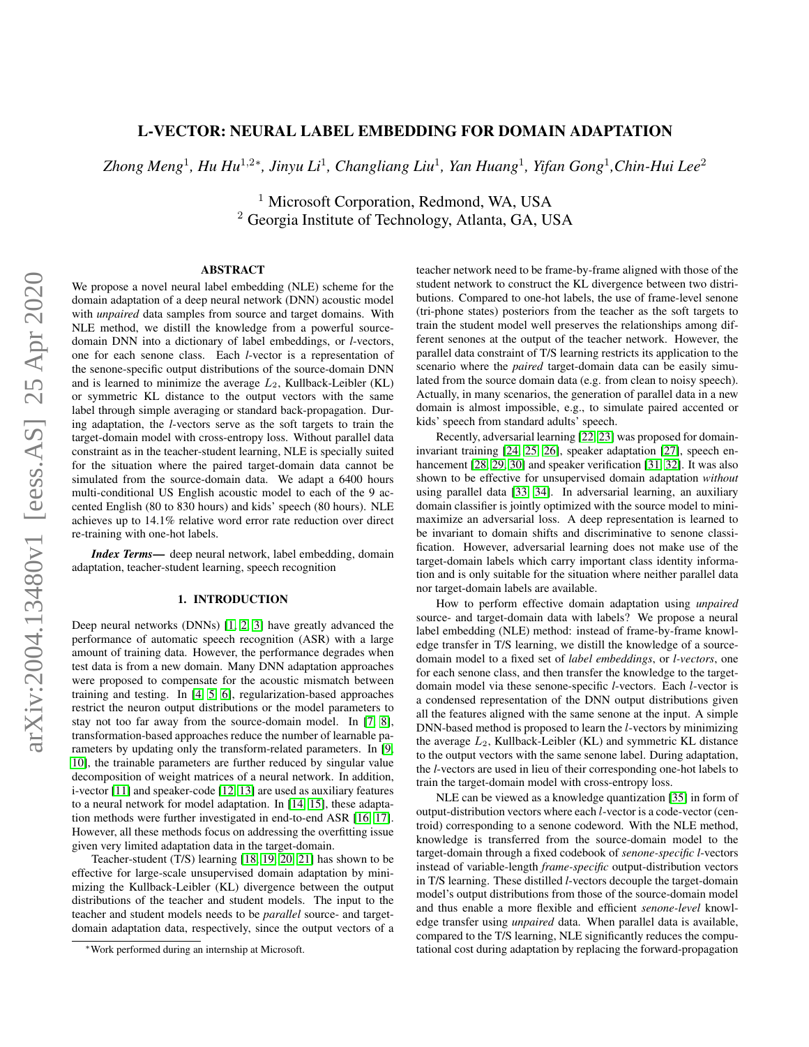# L-VECTOR: NEURAL LABEL EMBEDDING FOR DOMAIN ADAPTATION

*Zhong Meng*[1], *Hu Hu*[1,2*], *Jinyu Li*[1], *Changliang Liu*[1], *Yan Huang*[1], *Yifan Gong*[1], *Chin-Hui Lee*[2]

[1] Microsoft Corporation, Redmond, WA, USA
[2] Georgia Institute of Technology, Atlanta, GA, USA

## ABSTRACT

We propose a novel neural label embedding (NLE) scheme for the domain adaptation of a deep neural network (DNN) acoustic model with *unpaired* data samples from source and target domains. With NLE method, we distill the knowledge from a powerful source-domain DNN into a dictionary of label embeddings, or *l*-vectors, one for each senone class. Each *l*-vector is a representation of the senone-specific output distributions of the source-domain DNN and is learned to minimize the average $L_2$, Kullback-Leibler (KL) or symmetric KL distance to the output vectors with the same label through simple averaging or standard back-propagation. During adaptation, the *l*-vectors serve as the soft targets to train the target-domain model with cross-entropy loss. Without parallel data constraint as in the teacher-student learning, NLE is specially suited for the situation where the paired target-domain data cannot be simulated from the source-domain data. We adapt a 6400 hours multi-conditional US English acoustic model to each of the 9 accented English (80 to 830 hours) and kids' speech (80 hours). NLE achieves up to 14.1% relative word error rate reduction over direct re-training with one-hot labels.

***Index Terms*—** deep neural network, label embedding, domain adaptation, teacher-student learning, speech recognition

## 1. INTRODUCTION

Deep neural networks (DNNs) [1, 2, 3] have greatly advanced the performance of automatic speech recognition (ASR) with a large amount of training data. However, the performance degrades when test data is from a new domain. Many DNN adaptation approaches were proposed to compensate for the acoustic mismatch between training and testing. In [4, 5, 6], regularization-based approaches restrict the neuron output distributions or the model parameters to stay not too far away from the source-domain model. In [7, 8], transformation-based approaches reduce the number of learnable parameters by updating only the transform-related parameters. In [9, 10], the trainable parameters are further reduced by singular value decomposition of weight matrices of a neural network. In addition, i-vector [11] and speaker-code [12, 13] are used as auxiliary features to a neural network for model adaptation. In [14, 15], these adaptation methods were further investigated in end-to-end ASR [16, 17]. However, all these methods focus on addressing the overfitting issue given very limited adaptation data in the target-domain.

Teacher-student (T/S) learning [18, 19, 20, 21] has shown to be effective for large-scale unsupervised domain adaptation by minimizing the Kullback-Leibler (KL) divergence between the output distributions of the teacher and student models. The input to the teacher and student models needs to be *parallel* source- and target-domain adaptation data, respectively, since the output vectors of a teacher network need to be frame-by-frame aligned with those of the student network to construct the KL divergence between two distributions. Compared to one-hot labels, the use of frame-level senone (tri-phone states) posteriors from the teacher as the soft targets to train the student model well preserves the relationships among different senones at the output of the teacher network. However, the parallel data constraint of T/S learning restricts its application to the scenario where the *paired* target-domain data can be easily simulated from the source domain data (e.g. from clean to noisy speech). Actually, in many scenarios, the generation of parallel data in a new domain is almost impossible, e.g., to simulate paired accented or kids' speech from standard adults' speech.

Recently, adversarial learning [22, 23] was proposed for domain-invariant training [24, 25, 26], speaker adaptation [27], speech enhancement [28, 29, 30] and speaker verification [31, 32]. It was also shown to be effective for unsupervised domain adaptation *without* using parallel data [33, 34]. In adversarial learning, an auxiliary domain classifier is jointly optimized with the source model to mini-maximize an adversarial loss. A deep representation is learned to be invariant to domain shifts and discriminative to senone classification. However, adversarial learning does not make use of the target-domain labels which carry important class identity information and is only suitable for the situation where neither parallel data nor target-domain labels are available.

How to perform effective domain adaptation using *unpaired* source- and target-domain data with labels? We propose a neural label embedding (NLE) method: instead of frame-by-frame knowledge transfer in T/S learning, we distill the knowledge of a source-domain model to a fixed set of *label embeddings*, or *l-vectors*, one for each senone class, and then transfer the knowledge to the target-domain model via these senone-specific *l*-vectors. Each *l*-vector is a condensed representation of the DNN output distributions given all the features aligned with the same senone at the input. A simple DNN-based method is proposed to learn the *l*-vectors by minimizing the average $L_2$, Kullback-Leibler (KL) and symmetric KL distance to the output vectors with the same senone label. During adaptation, the *l*-vectors are used in lieu of their corresponding one-hot labels to train the target-domain model with cross-entropy loss.

NLE can be viewed as a knowledge quantization [35] in form of output-distribution vectors where each *l*-vector is a code-vector (centroid) corresponding to a senone codeword. With the NLE method, knowledge is transferred from the source-domain model to the target-domain through a fixed codebook of *senone-specific l*-vectors instead of variable-length *frame-specific* output-distribution vectors in T/S learning. These distilled *l*-vectors decouple the target-domain model's output distributions from those of the source-domain model and thus enable a more flexible and efficient *senone-level* knowledge transfer using *unpaired* data. When parallel data is available, compared to the T/S learning, NLE significantly reduces the computational cost during adaptation by replacing the forward-propagation

*Work performed during an internship at Microsoft.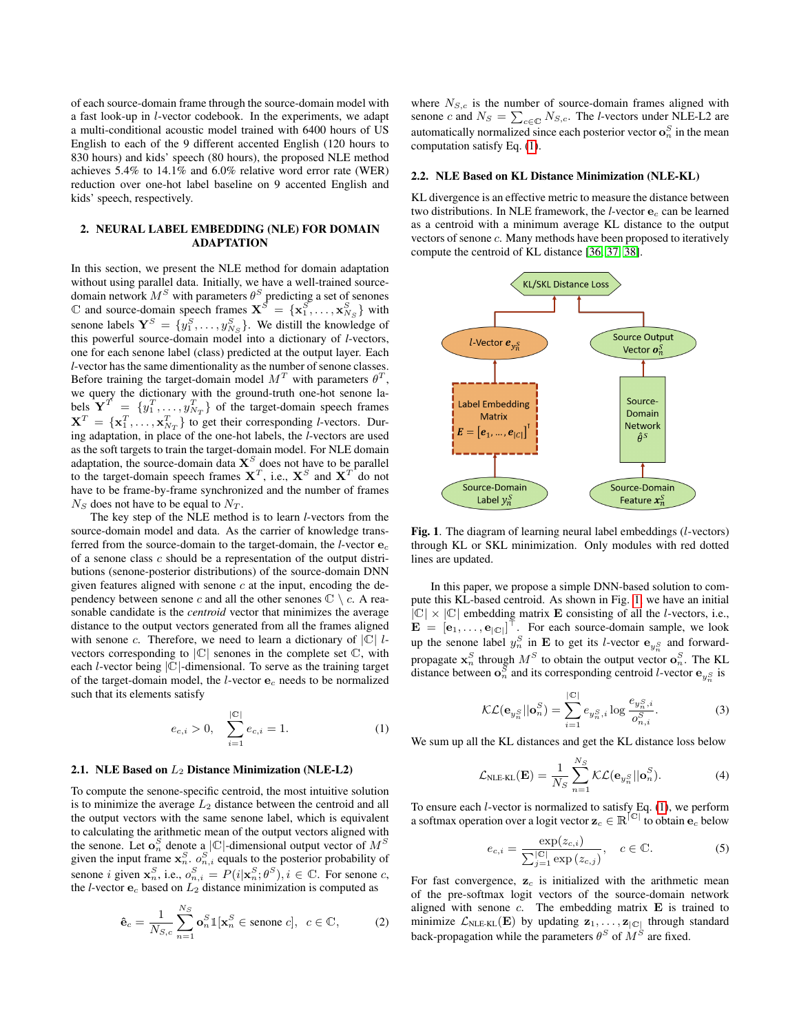of each source-domain frame through the source-domain model with a fast look-up in $l$-vector codebook. In the experiments, we adapt a multi-conditional acoustic model trained with 6400 hours of US English to each of the 9 different accented English (120 hours to 830 hours) and kids' speech (80 hours), the proposed NLE method achieves 5.4% to 14.1% and 6.0% relative word error rate (WER) reduction over one-hot label baseline on 9 accented English and kids' speech, respectively.

## 2. NEURAL LABEL EMBEDDING (NLE) FOR DOMAIN ADAPTATION

In this section, we present the NLE method for domain adaptation without using parallel data. Initially, we have a well-trained source-domain network $M^S$ with parameters $\theta^S$ predicting a set of senones $\mathbb{C}$ and source-domain speech frames $\mathbf{X}^S = \{\mathbf{x}_1^S, \ldots, \mathbf{x}_{N_S}^S\}$ with senone labels $\mathbf{Y}^S = \{y_1^S, \ldots, y_{N_S}^S\}$. We distill the knowledge of this powerful source-domain model into a dictionary of $l$-vectors, one for each senone label (class) predicted at the output layer. Each $l$-vector has the same dimentionality as the number of senone classes. Before training the target-domain model $M^T$ with parameters $\theta^T$, we query the dictionary with the ground-truth one-hot senone labels $\mathbf{Y}^T = \{y_1^T, \ldots, y_{N_T}^T\}$ of the target-domain speech frames $\mathbf{X}^T = \{\mathbf{x}_1^T, \ldots, \mathbf{x}_{N_T}^T\}$ to get their corresponding $l$-vectors. During adaptation, in place of the one-hot labels, the $l$-vectors are used as the soft targets to train the target-domain model. For NLE domain adaptation, the source-domain data $\mathbf{X}^S$ does not have to be parallel to the target-domain speech frames $\mathbf{X}^T$, i.e., $\mathbf{X}^S$ and $\mathbf{X}^T$ do not have to be frame-by-frame synchronized and the number of frames $N_S$ does not have to be equal to $N_T$.

The key step of the NLE method is to learn $l$-vectors from the source-domain model and data. As the carrier of knowledge transferred from the source-domain to the target-domain, the $l$-vector $\mathbf{e}_c$ of a senone class $c$ should be a representation of the output distributions (senone-posterior distributions) of the source-domain DNN given features aligned with senone $c$ at the input, encoding the dependency between senone $c$ and all the other senones $\mathbb{C} \setminus c$. A reasonable candidate is the *centroid* vector that minimizes the average distance to the output vectors generated from all the frames aligned with senone $c$. Therefore, we need to learn a dictionary of $|\mathbb{C}|$ $l$-vectors corresponding to $|\mathbb{C}|$ senones in the complete set $\mathbb{C}$, with each $l$-vector being $|\mathbb{C}|$-dimensional. To serve as the training target of the target-domain model, the $l$-vector $\mathbf{e}_c$ needs to be normalized such that its elements satisfy

$$e_{c,i} > 0, \quad \sum_{i=1}^{|\mathbb{C}|} e_{c,i} = 1. \tag{1}$$

### 2.1. NLE Based on $L_2$ Distance Minimization (NLE-L2)

To compute the senone-specific centroid, the most intuitive solution is to minimize the average $L_2$ distance between the centroid and all the output vectors with the same senone label, which is equivalent to calculating the arithmetic mean of the output vectors aligned with the senone. Let $\mathbf{o}_n^S$ denote a $|\mathbb{C}|$-dimensional output vector of $M^S$ given the input frame $\mathbf{x}_n^S$. $o_{n,i}^S$ equals to the posterior probability of senone $i$ given $\mathbf{x}_n^S$, i.e., $o_{n,i}^S = P(i|\mathbf{x}_n^S; \theta^S), i \in \mathbb{C}$. For senone $c$, the $l$-vector $\mathbf{e}_c$ based on $L_2$ distance minimization is computed as

$$\hat{\mathbf{e}}_c = \frac{1}{N_{S,c}} \sum_{n=1}^{N_S} \mathbf{o}_n^S \mathbb{1}[\mathbf{x}_n^S \in \text{senone } c], \quad c \in \mathbb{C}, \tag{2}$$

where $N_{S,c}$ is the number of source-domain frames aligned with senone $c$ and $N_S = \sum_{c \in \mathbb{C}} N_{S,c}$. The $l$-vectors under NLE-L2 are automatically normalized since each posterior vector $\mathbf{o}_n^S$ in the mean computation satisfy Eq. (1).

### 2.2. NLE Based on KL Distance Minimization (NLE-KL)

KL divergence is an effective metric to measure the distance between two distributions. In NLE framework, the $l$-vector $\mathbf{e}_c$ can be learned as a centroid with a minimum average KL distance to the output vectors of senone $c$. Many methods have been proposed to iteratively compute the centroid of KL distance [36, 37, 38].

**Fig. 1**. The diagram of learning neural label embeddings ($l$-vectors) through KL or SKL minimization. Only modules with red dotted lines are updated.

In this paper, we propose a simple DNN-based solution to compute this KL-based centroid. As shown in Fig. 1, we have an initial $|\mathbb{C}| \times |\mathbb{C}|$ embedding matrix $\mathbf{E}$ consisting of all the $l$-vectors, i.e., $\mathbf{E} = [\mathbf{e}_1, \ldots, \mathbf{e}_{|\mathbb{C}|}]^\top$. For each source-domain sample, we look up the senone label $y_n^S$ in $\mathbf{E}$ to get its $l$-vector $\mathbf{e}_{y_n^S}$ and forward-propagate $\mathbf{x}_n^S$ through $M^S$ to obtain the output vector $\mathbf{o}_n^S$. The KL distance between $\mathbf{o}_n^S$ and its corresponding centroid $l$-vector $\mathbf{e}_{y_n^S}$ is

$$\mathcal{KL}(\mathbf{e}_{y_n^S} || \mathbf{o}_n^S) = \sum_{i=1}^{|\mathbb{C}|} e_{y_n^S, i} \log \frac{e_{y_n^S, i}}{o_{n,i}^S}. \tag{3}$$

We sum up all the KL distances and get the KL distance loss below

$$\mathcal{L}_{\text{NLE-KL}}(\mathbf{E}) = \frac{1}{N_S} \sum_{n=1}^{N_S} \mathcal{KL}(\mathbf{e}_{y_n^S} || \mathbf{o}_n^S). \tag{4}$$

To ensure each $l$-vector is normalized to satisfy Eq. (1), we perform a softmax operation over a logit vector $\mathbf{z}_c \in \mathbb{R}^{|\mathbb{C}|}$ to obtain $\mathbf{e}_c$ below

$$e_{c,i} = \frac{\exp(z_{c,i})}{\sum_{j=1}^{|\mathbb{C}|} \exp(z_{c,j})}, \quad c \in \mathbb{C}. \tag{5}$$

For fast convergence, $\mathbf{z}_c$ is initialized with the arithmetic mean of the pre-softmax logit vectors of the source-domain network aligned with senone $c$. The embedding matrix $\mathbf{E}$ is trained to minimize $\mathcal{L}_{\text{NLE-KL}}(\mathbf{E})$ by updating $\mathbf{z}_1, \ldots, \mathbf{z}_{|\mathbb{C}|}$ through standard back-propagation while the parameters $\theta^S$ of $M^S$ are fixed.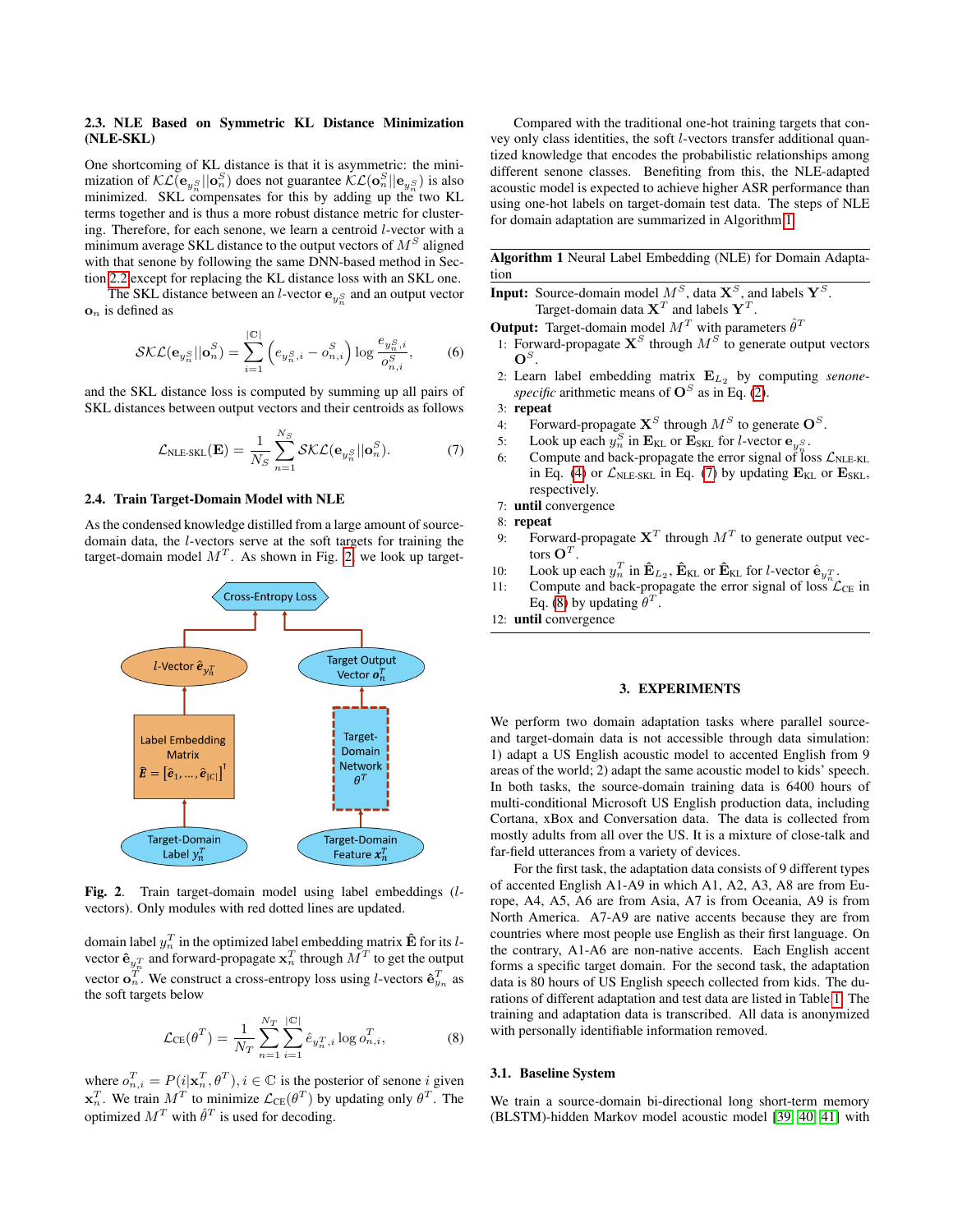### 2.3. NLE Based on Symmetric KL Distance Minimization (NLE-SKL)

One shortcoming of KL distance is that it is asymmetric: the minimization of $\mathcal{KL}(\mathbf{e}_{y_n^S}||\mathbf{o}_n^S)$ does not guarantee $\mathcal{KL}(\mathbf{o}_n^S||\mathbf{e}_{y_n^S})$ is also minimized. SKL compensates for this by adding up the two KL terms together and is thus a more robust distance metric for clustering. Therefore, for each senone, we learn a centroid $l$-vector with a minimum average SKL distance to the output vectors of $M^S$ aligned with that senone by following the same DNN-based method in Section 2.2 except for replacing the KL distance loss with an SKL one.

The SKL distance between an $l$-vector $\mathbf{e}_{y_n^S}$ and an output vector $\mathbf{o}_n$ is defined as

$$\mathcal{SKL}(\mathbf{e}_{y_n^S}||\mathbf{o}_n^S) = \sum_{i=1}^{|\mathbb{C}|} \left(e_{y_n^S,i} - o_{n,i}^S\right) \log \frac{e_{y_n^S,i}}{o_{n,i}^S}, \tag{6}$$

and the SKL distance loss is computed by summing up all pairs of SKL distances between output vectors and their centroids as follows

$$\mathcal{L}_{\text{NLE-SKL}}(\mathbf{E}) = \frac{1}{N_S} \sum_{n=1}^{N_S} \mathcal{SKL}(\mathbf{e}_{y_n^S}||\mathbf{o}_n^S). \tag{7}$$

### 2.4. Train Target-Domain Model with NLE

As the condensed knowledge distilled from a large amount of source-domain data, the $l$-vectors serve at the soft targets for training the target-domain model $M^T$. As shown in Fig. 2, we look up target-domain label $y_n^T$ in the optimized label embedding matrix $\hat{\mathbf{E}}$ for its $l$-vector $\hat{\mathbf{e}}_{y_n^T}$ and forward-propagate $\mathbf{x}_n^T$ through $M^T$ to get the output vector $\mathbf{o}_n^T$. We construct a cross-entropy loss using $l$-vectors $\hat{\mathbf{e}}_{y_n}$ as the soft targets below

**Fig. 2**. Train target-domain model using label embeddings ($l$-vectors). Only modules with red dotted lines are updated.

$$\mathcal{L}_{\text{CE}}(\theta^T) = \frac{1}{N_T} \sum_{n=1}^{N_T} \sum_{i=1}^{|\mathbb{C}|} \hat{e}_{y_n^T,i} \log o_{n,i}^T, \tag{8}$$

where $o_{n,i}^T = P(i|\mathbf{x}_n^T, \theta^T), i \in \mathbb{C}$ is the posterior of senone $i$ given $\mathbf{x}_n^T$. We train $M^T$ to minimize $\mathcal{L}_{\text{CE}}(\theta^T)$ by updating only $\theta^T$. The optimized $M^T$ with $\hat{\theta}^T$ is used for decoding.

Compared with the traditional one-hot training targets that convey only class identities, the soft $l$-vectors transfer additional quantized knowledge that encodes the probabilistic relationships among different senone classes. Benefiting from this, the NLE-adapted acoustic model is expected to achieve higher ASR performance than using one-hot labels on target-domain test data. The steps of NLE for domain adaptation are summarized in Algorithm 1.

**Algorithm 1** Neural Label Embedding (NLE) for Domain Adaptation

**Input:** Source-domain model $M^S$, data $\mathbf{X}^S$, and labels $\mathbf{Y}^S$. Target-domain data $\mathbf{X}^T$ and labels $\mathbf{Y}^T$.

**Output:** Target-domain model $M^T$ with parameters $\hat{\theta}^T$

1: Forward-propagate $\mathbf{X}^S$ through $M^S$ to generate output vectors $\mathbf{O}^S$.
2: Learn label embedding matrix $\mathbf{E}_{L_2}$ by computing *senone-specific* arithmetic means of $\mathbf{O}^S$ as in Eq. (2).
3: **repeat**
4: Forward-propagate $\mathbf{X}^S$ through $M^S$ to generate $\mathbf{O}^S$.
5: Look up each $y_n^S$ in $\mathbf{E}_{\text{KL}}$ or $\mathbf{E}_{\text{SKL}}$ for $l$-vector $\mathbf{e}_{y_n^S}$.
6: Compute and back-propagate the error signal of loss $\mathcal{L}_{\text{NLE-KL}}$ in Eq. (4) or $\mathcal{L}_{\text{NLE-SKL}}$ in Eq. (7) by updating $\mathbf{E}_{\text{KL}}$ or $\mathbf{E}_{\text{SKL}}$, respectively.
7: **until** convergence
8: **repeat**
9: Forward-propagate $\mathbf{X}^T$ through $M^T$ to generate output vectors $\mathbf{O}^T$.
10: Look up each $y_n^T$ in $\hat{\mathbf{E}}_{L_2}$, $\hat{\mathbf{E}}_{\text{KL}}$ or $\hat{\mathbf{E}}_{\text{KL}}$ for $l$-vector $\hat{\mathbf{e}}_{y_n^T}$.
11: Compute and back-propagate the error signal of loss $\mathcal{L}_{\text{CE}}$ in Eq. (8) by updating $\theta^T$.
12: **until** convergence

## 3. EXPERIMENTS

We perform two domain adaptation tasks where parallel source- and target-domain data is not accessible through data simulation: 1) adapt a US English acoustic model to accented English from 9 areas of the world; 2) adapt the same acoustic model to kids' speech. In both tasks, the source-domain training data is 6400 hours of multi-conditional Microsoft US English production data, including Cortana, xBox and Conversation data. The data is collected from mostly adults from all over the US. It is a mixture of close-talk and far-field utterances from a variety of devices.

For the first task, the adaptation data consists of 9 different types of accented English A1-A9 in which A1, A2, A3, A8 are from Europe, A4, A5, A6 are from Asia, A7 is from Oceania, A9 is from North America. A7-A9 are native accents because they are from countries where most people use English as their first language. On the contrary, A1-A6 are non-native accents. Each English accent forms a specific target domain. For the second task, the adaptation data is 80 hours of US English speech collected from kids. The durations of different adaptation and test data are listed in Table 1. The training and adaptation data is transcribed. All data is anonymized with personally identifiable information removed.

### 3.1. Baseline System

We train a source-domain bi-directional long short-term memory (BLSTM)-hidden Markov model acoustic model [39, 40, 41] with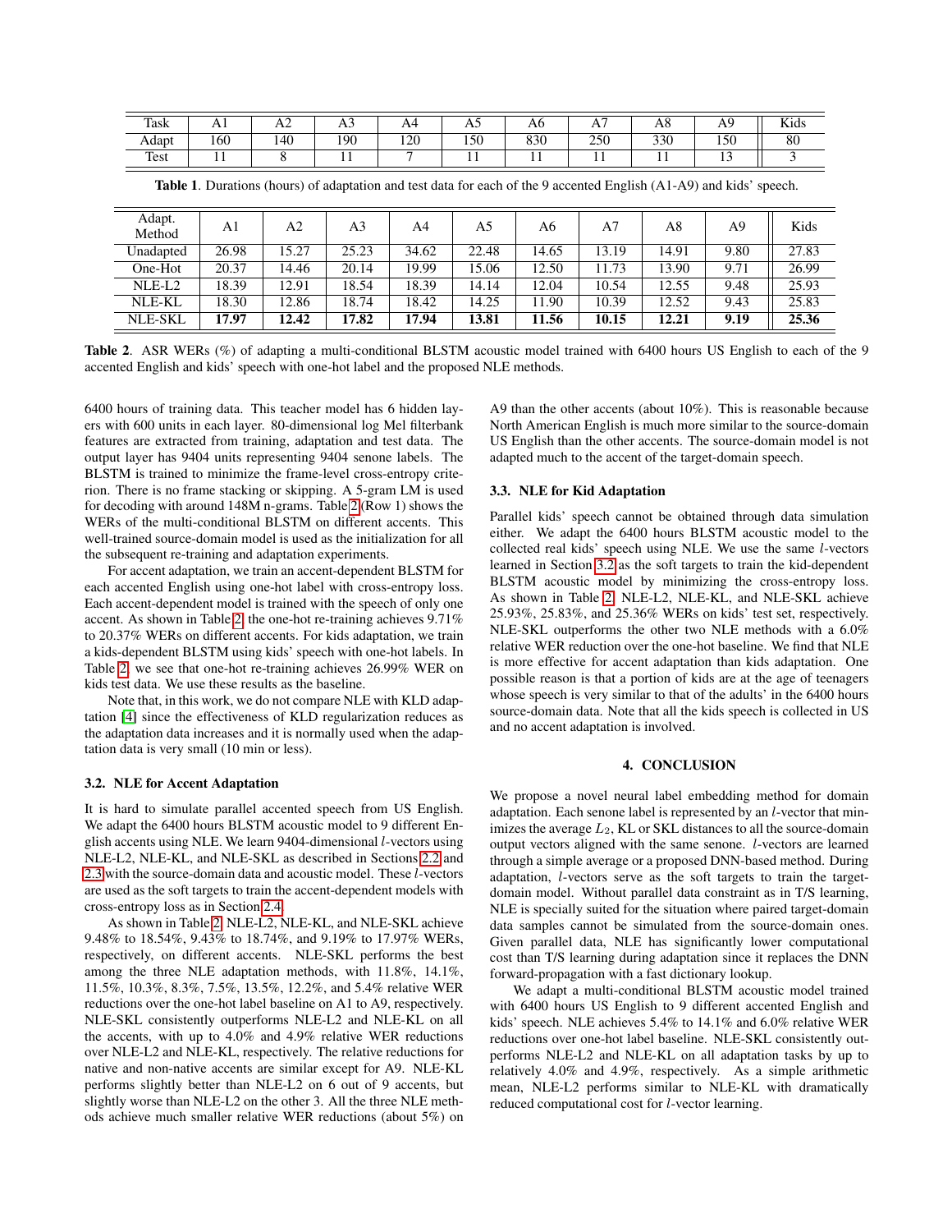| Task | A1 | A2 | A3 | A4 | A5 | A6 | A7 | A8 | A9 | Kids |
|---|---|---|---|---|---|---|---|---|---|---|
| Adapt | 160 | 140 | 190 | 120 | 150 | 830 | 250 | 330 | 150 | 80 |
| Test | 11 | 8 | 11 | 7 | 11 | 11 | 11 | 11 | 13 | 3 |

**Table 1**. Durations (hours) of adaptation and test data for each of the 9 accented English (A1-A9) and kids' speech.

| Adapt. Method | A1 | A2 | A3 | A4 | A5 | A6 | A7 | A8 | A9 | Kids |
|---|---|---|---|---|---|---|---|---|---|---|
| Unadapted | 26.98 | 15.27 | 25.23 | 34.62 | 22.48 | 14.65 | 13.19 | 14.91 | 9.80 | 27.83 |
| One-Hot | 20.37 | 14.46 | 20.14 | 19.99 | 15.06 | 12.50 | 11.73 | 13.90 | 9.71 | 26.99 |
| NLE-L2 | 18.39 | 12.91 | 18.54 | 18.39 | 14.14 | 12.04 | 10.54 | 12.55 | 9.48 | 25.93 |
| NLE-KL | 18.30 | 12.86 | 18.74 | 18.42 | 14.25 | 11.90 | 10.39 | 12.52 | 9.43 | 25.83 |
| NLE-SKL | **17.97** | **12.42** | **17.82** | **17.94** | **13.81** | **11.56** | **10.15** | **12.21** | **9.19** | **25.36** |

**Table 2**. ASR WERs (%) of adapting a multi-conditional BLSTM acoustic model trained with 6400 hours US English to each of the 9 accented English and kids' speech with one-hot label and the proposed NLE methods.

6400 hours of training data. This teacher model has 6 hidden layers with 600 units in each layer. 80-dimensional log Mel filterbank features are extracted from training, adaptation and test data. The output layer has 9404 units representing 9404 senone labels. The BLSTM is trained to minimize the frame-level cross-entropy criterion. There is no frame stacking or skipping. A 5-gram LM is used for decoding with around 148M n-grams. Table 2 (Row 1) shows the WERs of the multi-conditional BLSTM on different accents. This well-trained source-domain model is used as the initialization for all the subsequent re-training and adaptation experiments.

For accent adaptation, we train an accent-dependent BLSTM for each accented English using one-hot label with cross-entropy loss. Each accent-dependent model is trained with the speech of only one accent. As shown in Table 2, the one-hot re-training achieves 9.71% to 20.37% WERs on different accents. For kids adaptation, we train a kids-dependent BLSTM using kids' speech with one-hot labels. In Table 2, we see that one-hot re-training achieves 26.99% WER on kids test data. We use these results as the baseline.

Note that, in this work, we do not compare NLE with KLD adaptation [4] since the effectiveness of KLD regularization reduces as the adaptation data increases and it is normally used when the adaptation data is very small (10 min or less).

### 3.2. NLE for Accent Adaptation

It is hard to simulate parallel accented speech from US English. We adapt the 6400 hours BLSTM acoustic model to 9 different English accents using NLE. We learn 9404-dimensional $l$-vectors using NLE-L2, NLE-KL, and NLE-SKL as described in Sections 2.2 and 2.3 with the source-domain data and acoustic model. These $l$-vectors are used as the soft targets to train the accent-dependent models with cross-entropy loss as in Section 2.4.

As shown in Table 2, NLE-L2, NLE-KL, and NLE-SKL achieve 9.48% to 18.54%, 9.43% to 18.74%, and 9.19% to 17.97% WERs, respectively, on different accents. NLE-SKL performs the best among the three NLE adaptation methods, with 11.8%, 14.1%, 11.5%, 10.3%, 8.3%, 7.5%, 13.5%, 12.2%, and 5.4% relative WER reductions over the one-hot label baseline on A1 to A9, respectively. NLE-SKL consistently outperforms NLE-L2 and NLE-KL on all the accents, with up to 4.0% and 4.9% relative WER reductions over NLE-L2 and NLE-KL, respectively. The relative reductions for native and non-native accents are similar except for A9. NLE-KL performs slightly better than NLE-L2 on 6 out of 9 accents, but slightly worse than NLE-L2 on the other 3. All the three NLE methods achieve much smaller relative WER reductions (about 5%) on A9 than the other accents (about 10%). This is reasonable because North American English is much more similar to the source-domain US English than the other accents. The source-domain model is not adapted much to the accent of the target-domain speech.

### 3.3. NLE for Kid Adaptation

Parallel kids' speech cannot be obtained through data simulation either. We adapt the 6400 hours BLSTM acoustic model to the collected real kids' speech using NLE. We use the same $l$-vectors learned in Section 3.2 as the soft targets to train the kid-dependent BLSTM acoustic model by minimizing the cross-entropy loss. As shown in Table 2, NLE-L2, NLE-KL, and NLE-SKL achieve 25.93%, 25.83%, and 25.36% WERs on kids' test set, respectively. NLE-SKL outperforms the other two NLE methods with a 6.0% relative WER reduction over the one-hot baseline. We find that NLE is more effective for accent adaptation than kids adaptation. One possible reason is that a portion of kids are at the age of teenagers whose speech is very similar to that of the adults' in the 6400 hours source-domain data. Note that all the kids speech is collected in US and no accent adaptation is involved.

## 4. CONCLUSION

We propose a novel neural label embedding method for domain adaptation. Each senone label is represented by an $l$-vector that minimizes the average $L_2$, KL or SKL distances to all the source-domain output vectors aligned with the same senone. $l$-vectors are learned through a simple average or a proposed DNN-based method. During adaptation, $l$-vectors serve as the soft targets to train the target-domain model. Without parallel data constraint as in T/S learning, NLE is specially suited for the situation where paired target-domain data samples cannot be simulated from the source-domain ones. Given parallel data, NLE has significantly lower computational cost than T/S learning during adaptation since it replaces the DNN forward-propagation with a fast dictionary lookup.

We adapt a multi-conditional BLSTM acoustic model trained with 6400 hours US English to 9 different accented English and kids' speech. NLE achieves 5.4% to 14.1% and 6.0% relative WER reductions over one-hot label baseline. NLE-SKL consistently outperforms NLE-L2 and NLE-KL on all adaptation tasks by up to relatively 4.0% and 4.9%, respectively. As a simple arithmetic mean, NLE-L2 performs similar to NLE-KL with dramatically reduced computational cost for $l$-vector learning.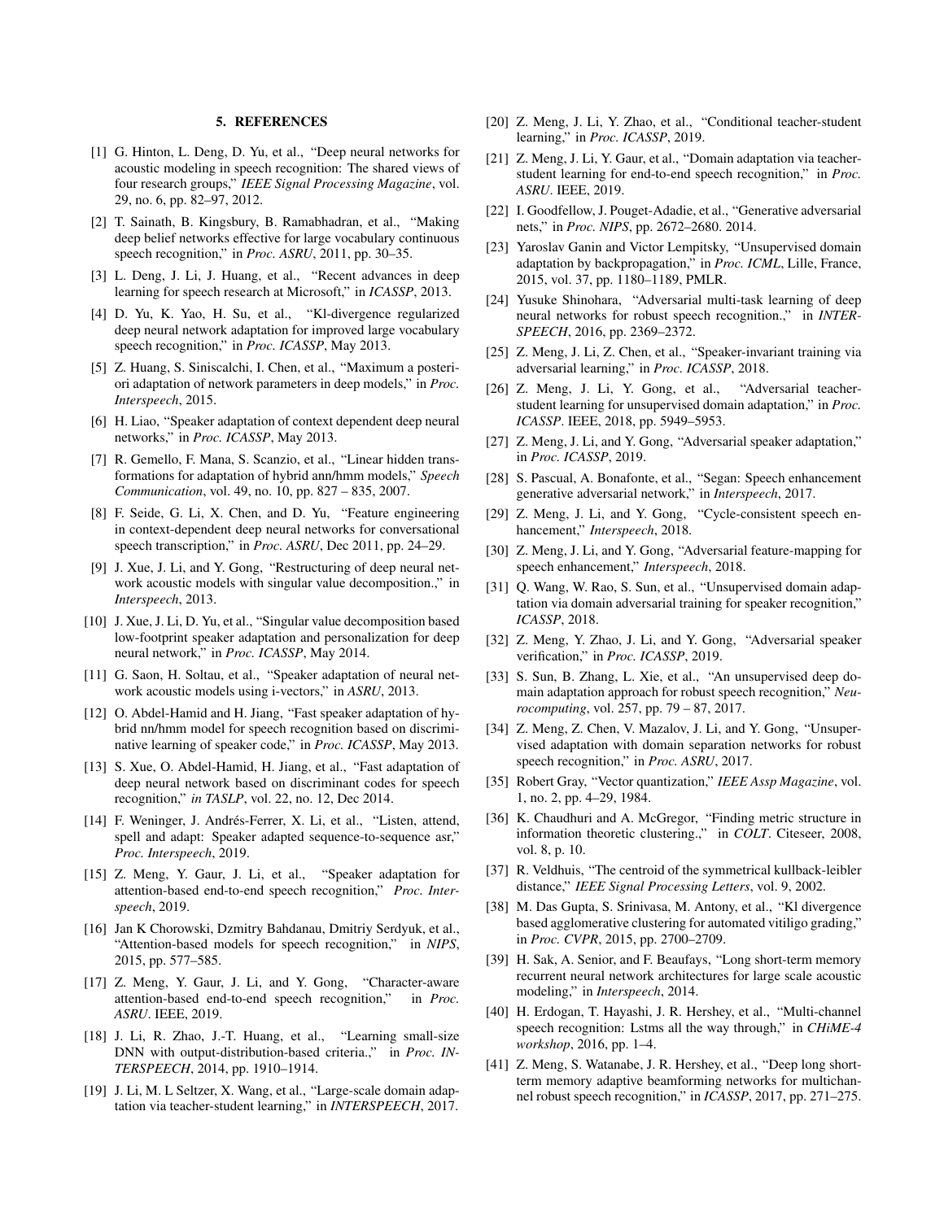## 5. REFERENCES

[1] G. Hinton, L. Deng, D. Yu, et al., "Deep neural networks for acoustic modeling in speech recognition: The shared views of four research groups," *IEEE Signal Processing Magazine*, vol. 29, no. 6, pp. 82–97, 2012.

[2] T. Sainath, B. Kingsbury, B. Ramabhadran, et al., "Making deep belief networks effective for large vocabulary continuous speech recognition," in *Proc. ASRU*, 2011, pp. 30–35.

[3] L. Deng, J. Li, J. Huang, et al., "Recent advances in deep learning for speech research at Microsoft," in *ICASSP*, 2013.

[4] D. Yu, K. Yao, H. Su, et al., "Kl-divergence regularized deep neural network adaptation for improved large vocabulary speech recognition," in *Proc. ICASSP*, May 2013.

[5] Z. Huang, S. Siniscalchi, I. Chen, et al., "Maximum a posteriori adaptation of network parameters in deep models," in *Proc. Interspeech*, 2015.

[6] H. Liao, "Speaker adaptation of context dependent deep neural networks," in *Proc. ICASSP*, May 2013.

[7] R. Gemello, F. Mana, S. Scanzio, et al., "Linear hidden transformations for adaptation of hybrid ann/hmm models," *Speech Communication*, vol. 49, no. 10, pp. 827 – 835, 2007.

[8] F. Seide, G. Li, X. Chen, and D. Yu, "Feature engineering in context-dependent deep neural networks for conversational speech transcription," in *Proc. ASRU*, Dec 2011, pp. 24–29.

[9] J. Xue, J. Li, and Y. Gong, "Restructuring of deep neural network acoustic models with singular value decomposition.," in *Interspeech*, 2013.

[10] J. Xue, J. Li, D. Yu, et al., "Singular value decomposition based low-footprint speaker adaptation and personalization for deep neural network," in *Proc. ICASSP*, May 2014.

[11] G. Saon, H. Soltau, et al., "Speaker adaptation of neural network acoustic models using i-vectors," in *ASRU*, 2013.

[12] O. Abdel-Hamid and H. Jiang, "Fast speaker adaptation of hybrid nn/hmm model for speech recognition based on discriminative learning of speaker code," in *Proc. ICASSP*, May 2013.

[13] S. Xue, O. Abdel-Hamid, H. Jiang, et al., "Fast adaptation of deep neural network based on discriminant codes for speech recognition," *in TASLP*, vol. 22, no. 12, Dec 2014.

[14] F. Weninger, J. Andrés-Ferrer, X. Li, et al., "Listen, attend, spell and adapt: Speaker adapted sequence-to-sequence asr," *Proc. Interspeech*, 2019.

[15] Z. Meng, Y. Gaur, J. Li, et al., "Speaker adaptation for attention-based end-to-end speech recognition," *Proc. Interspeech*, 2019.

[16] Jan K Chorowski, Dzmitry Bahdanau, Dmitriy Serdyuk, et al., "Attention-based models for speech recognition," in *NIPS*, 2015, pp. 577–585.

[17] Z. Meng, Y. Gaur, J. Li, and Y. Gong, "Character-aware attention-based end-to-end speech recognition," in *Proc. ASRU*. IEEE, 2019.

[18] J. Li, R. Zhao, J.-T. Huang, et al., "Learning small-size DNN with output-distribution-based criteria.," in *Proc. INTERSPEECH*, 2014, pp. 1910–1914.

[19] J. Li, M. L Seltzer, X. Wang, et al., "Large-scale domain adaptation via teacher-student learning," in *INTERSPEECH*, 2017.

[20] Z. Meng, J. Li, Y. Zhao, et al., "Conditional teacher-student learning," in *Proc. ICASSP*, 2019.

[21] Z. Meng, J. Li, Y. Gaur, et al., "Domain adaptation via teacher-student learning for end-to-end speech recognition," in *Proc. ASRU*. IEEE, 2019.

[22] I. Goodfellow, J. Pouget-Adadie, et al., "Generative adversarial nets," in *Proc. NIPS*, pp. 2672–2680. 2014.

[23] Yaroslav Ganin and Victor Lempitsky, "Unsupervised domain adaptation by backpropagation," in *Proc. ICML*, Lille, France, 2015, vol. 37, pp. 1180–1189, PMLR.

[24] Yusuke Shinohara, "Adversarial multi-task learning of deep neural networks for robust speech recognition.," in *INTERSPEECH*, 2016, pp. 2369–2372.

[25] Z. Meng, J. Li, Z. Chen, et al., "Speaker-invariant training via adversarial learning," in *Proc. ICASSP*, 2018.

[26] Z. Meng, J. Li, Y. Gong, et al., "Adversarial teacher-student learning for unsupervised domain adaptation," in *Proc. ICASSP*. IEEE, 2018, pp. 5949–5953.

[27] Z. Meng, J. Li, and Y. Gong, "Adversarial speaker adaptation," in *Proc. ICASSP*, 2019.

[28] S. Pascual, A. Bonafonte, et al., "Segan: Speech enhancement generative adversarial network," in *Interspeech*, 2017.

[29] Z. Meng, J. Li, and Y. Gong, "Cycle-consistent speech enhancement," *Interspeech*, 2018.

[30] Z. Meng, J. Li, and Y. Gong, "Adversarial feature-mapping for speech enhancement," *Interspeech*, 2018.

[31] Q. Wang, W. Rao, S. Sun, et al., "Unsupervised domain adaptation via domain adversarial training for speaker recognition," *ICASSP*, 2018.

[32] Z. Meng, Y. Zhao, J. Li, and Y. Gong, "Adversarial speaker verification," in *Proc. ICASSP*, 2019.

[33] S. Sun, B. Zhang, L. Xie, et al., "An unsupervised deep domain adaptation approach for robust speech recognition," *Neurocomputing*, vol. 257, pp. 79 – 87, 2017.

[34] Z. Meng, Z. Chen, V. Mazalov, J. Li, and Y. Gong, "Unsupervised adaptation with domain separation networks for robust speech recognition," in *Proc. ASRU*, 2017.

[35] Robert Gray, "Vector quantization," *IEEE Assp Magazine*, vol. 1, no. 2, pp. 4–29, 1984.

[36] K. Chaudhuri and A. McGregor, "Finding metric structure in information theoretic clustering.," in *COLT*. Citeseer, 2008, vol. 8, p. 10.

[37] R. Veldhuis, "The centroid of the symmetrical kullback-leibler distance," *IEEE Signal Processing Letters*, vol. 9, 2002.

[38] M. Das Gupta, S. Srinivasa, M. Antony, et al., "Kl divergence based agglomerative clustering for automated vitiligo grading," in *Proc. CVPR*, 2015, pp. 2700–2709.

[39] H. Sak, A. Senior, and F. Beaufays, "Long short-term memory recurrent neural network architectures for large scale acoustic modeling," in *Interspeech*, 2014.

[40] H. Erdogan, T. Hayashi, J. R. Hershey, et al., "Multi-channel speech recognition: Lstms all the way through," in *CHiME-4 workshop*, 2016, pp. 1–4.

[41] Z. Meng, S. Watanabe, J. R. Hershey, et al., "Deep long short-term memory adaptive beamforming networks for multichannel robust speech recognition," in *ICASSP*, 2017, pp. 271–275.